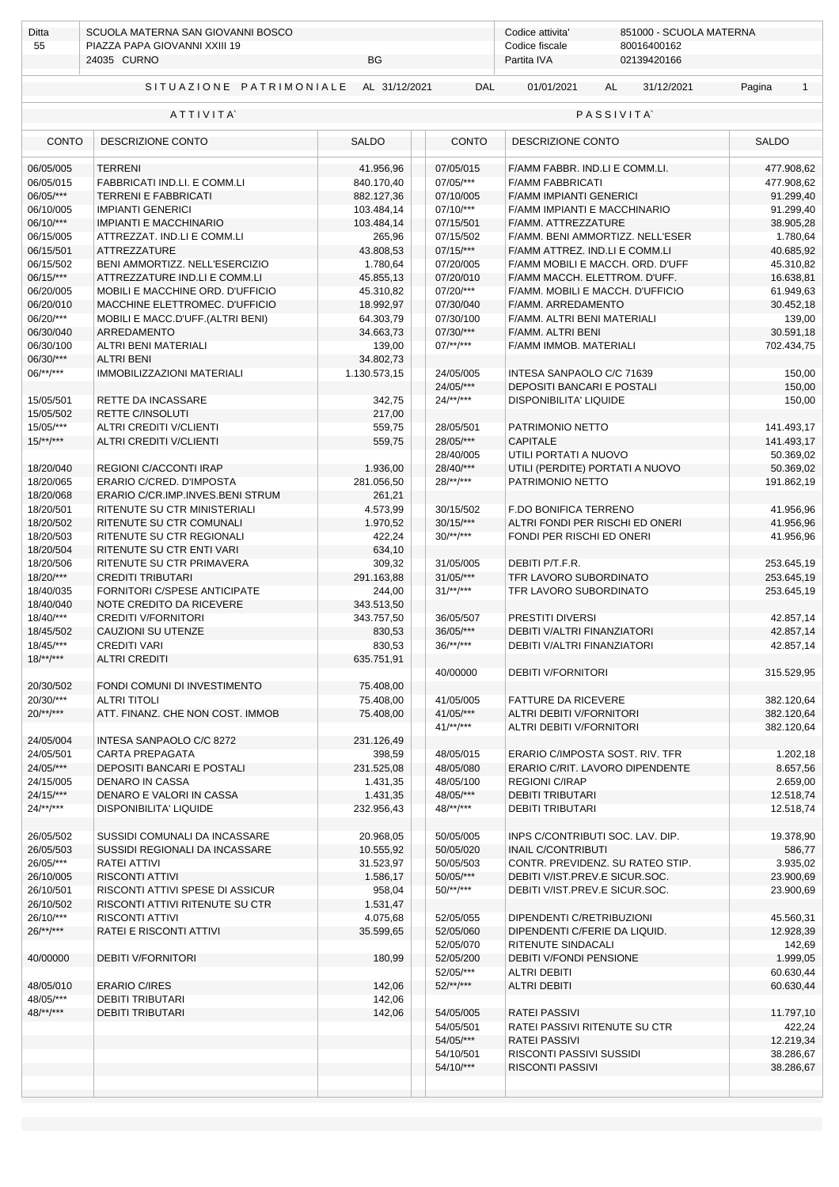| Ditta | SCUOLA MATERNA SAN GIOVANNI BOSCO | | Codice attivita' | 851000 - SCUOLA MATERNA |
|---|---|---|---|---|
| 55 | PIAZZA PAPA GIOVANNI XXIII 19 | | Codice fiscale | 80016400162 |
| | 24035 CURNO | BG | Partita IVA | 02139420166 |

## SITUAZIONE PATRIMONIALE AL 31/12/2021 DAL 01/01/2021 AL 31/12/2021

| ATTIVITA` | | | PASSIVITA` | | |
|---|---|---|---|---|---|
| CONTO | DESCRIZIONE CONTO | SALDO | CONTO | DESCRIZIONE CONTO | SALDO |
| 06/05/005 | TERRENI | 41.956,96 | 07/05/015 | F/AMM FABBR. IND.LI E COMM.LI. | 477.908,62 |
| 06/05/015 | FABBRICATI IND.LI. E COMM.LI | 840.170,40 | 07/05/*** | F/AMM FABBRICATI | 477.908,62 |
| 06/05/*** | TERRENI E FABBRICATI | 882.127,36 | 07/10/005 | F/AMM IMPIANTI GENERICI | 91.299,40 |
| 06/10/005 | IMPIANTI GENERICI | 103.484,14 | 07/10/*** | F/AMM IMPIANTI E MACCHINARIO | 91.299,40 |
| 06/10/*** | IMPIANTI E MACCHINARIO | 103.484,14 | 07/15/501 | F/AMM. ATTREZZATURE | 38.905,28 |
| 06/15/005 | ATTREZZAT. IND.LI E COMM.LI | 265,96 | 07/15/502 | F/AMM. BENI AMMORTIZZ. NELL'ESER | 1.780,64 |
| 06/15/501 | ATTREZZATURE | 43.808,53 | 07/15/*** | F/AMM ATTREZ. IND.LI E COMM.LI | 40.685,92 |
| 06/15/502 | BENI AMMORTIZZ. NELL'ESERCIZIO | 1.780,64 | 07/20/005 | F/AMM MOBILI E MACCH. ORD. D'UFF | 45.310,82 |
| 06/15/*** | ATTREZZATURE IND.LI E COMM.LI | 45.855,13 | 07/20/010 | F/AMM MACCH. ELETTROM. D'UFF. | 16.638,81 |
| 06/20/005 | MOBILI E MACCHINE ORD. D'UFFICIO | 45.310,82 | 07/20/*** | F/AMM. MOBILI E MACCH. D'UFFICIO | 61.949,63 |
| 06/20/010 | MACCHINE ELETTROMEC. D'UFFICIO | 18.992,97 | 07/30/040 | F/AMM. ARREDAMENTO | 30.452,18 |
| 06/20/*** | MOBILI E MACC.D'UFF.(ALTRI BENI) | 64.303,79 | 07/30/100 | F/AMM. ALTRI BENI MATERIALI | 139,00 |
| 06/30/040 | ARREDAMENTO | 34.663,73 | 07/30/*** | F/AMM. ALTRI BENI | 30.591,18 |
| 06/30/100 | ALTRI BENI MATERIALI | 139,00 | 07/**/*** | F/AMM IMMOB. MATERIALI | 702.434,75 |
| 06/30/*** | ALTRI BENI | 34.802,73 | | | |
| 06/**/*** | IMMOBILIZZAZIONI MATERIALI | 1.130.573,15 | 24/05/005 | INTESA SANPAOLO C/C 71639 | 150,00 |
| | | | 24/05/*** | DEPOSITI BANCARI E POSTALI | 150,00 |
| 15/05/501 | RETTE DA INCASSARE | 342,75 | 24/**/*** | DISPONIBILITA' LIQUIDE | 150,00 |
| 15/05/502 | RETTE C/INSOLUTI | 217,00 | | | |
| 15/05/*** | ALTRI CREDITI V/CLIENTI | 559,75 | 28/05/501 | PATRIMONIO NETTO | 141.493,17 |
| 15/**/*** | ALTRI CREDITI V/CLIENTI | 559,75 | 28/05/*** | CAPITALE | 141.493,17 |
| | | | 28/40/005 | UTILI PORTATI A NUOVO | 50.369,02 |
| 18/20/040 | REGIONI C/ACCONTI IRAP | 1.936,00 | 28/40/*** | UTILI (PERDITE) PORTATI A NUOVO | 50.369,02 |
| 18/20/065 | ERARIO C/CRED. D'IMPOSTA | 281.056,50 | 28/**/*** | PATRIMONIO NETTO | 191.862,19 |
| 18/20/068 | ERARIO C/CR.IMP.INVES.BENI STRUM | 261,21 | | | |
| 18/20/501 | RITENUTE SU CTR MINISTERIALI | 4.573,99 | 30/15/502 | F.DO BONIFICA TERRENO | 41.956,96 |
| 18/20/502 | RITENUTE SU CTR COMUNALI | 1.970,52 | 30/15/*** | ALTRI FONDI PER RISCHI ED ONERI | 41.956,96 |
| 18/20/503 | RITENUTE SU CTR REGIONALI | 422,24 | 30/**/*** | FONDI PER RISCHI ED ONERI | 41.956,96 |
| 18/20/504 | RITENUTE SU CTR ENTI VARI | 634,10 | | | |
| 18/20/506 | RITENUTE SU CTR PRIMAVERA | 309,32 | 31/05/005 | DEBITI P/T.F.R. | 253.645,19 |
| 18/20/*** | CREDITI TRIBUTARI | 291.163,88 | 31/05/*** | TFR LAVORO SUBORDINATO | 253.645,19 |
| 18/40/035 | FORNITORI C/SPESE ANTICIPATE | 244,00 | 31/**/*** | TFR LAVORO SUBORDINATO | 253.645,19 |
| 18/40/040 | NOTE CREDITO DA RICEVERE | 343.513,50 | | | |
| 18/40/*** | CREDITI V/FORNITORI | 343.757,50 | 36/05/507 | PRESTITI DIVERSI | 42.857,14 |
| 18/45/502 | CAUZIONI SU UTENZE | 830,53 | 36/05/*** | DEBITI V/ALTRI FINANZIATORI | 42.857,14 |
| 18/45/*** | CREDITI VARI | 830,53 | 36/**/*** | DEBITI V/ALTRI FINANZIATORI | 42.857,14 |
| 18/**/*** | ALTRI CREDITI | 635.751,91 | | | |
| | | | 40/00000 | DEBITI V/FORNITORI | 315.529,95 |
| 20/30/502 | FONDI COMUNI DI INVESTIMENTO | 75.408,00 | | | |
| 20/30/*** | ALTRI TITOLI | 75.408,00 | 41/05/005 | FATTURE DA RICEVERE | 382.120,64 |
| 20/**/*** | ATT. FINANZ. CHE NON COST. IMMOB | 75.408,00 | 41/05/*** | ALTRI DEBITI V/FORNITORI | 382.120,64 |
| | | | 41/**/*** | ALTRI DEBITI V/FORNITORI | 382.120,64 |
| 24/05/004 | INTESA SANPAOLO C/C 8272 | 231.126,49 | | | |
| 24/05/501 | CARTA PREPAGATA | 398,59 | 48/05/015 | ERARIO C/IMPOSTA SOST. RIV. TFR | 1.202,18 |
| 24/05/*** | DEPOSITI BANCARI E POSTALI | 231.525,08 | 48/05/080 | ERARIO C/RIT. LAVORO DIPENDENTE | 8.657,56 |
| 24/15/005 | DENARO IN CASSA | 1.431,35 | 48/05/100 | REGIONI C/IRAP | 2.659,00 |
| 24/15/*** | DENARO E VALORI IN CASSA | 1.431,35 | 48/05/*** | DEBITI TRIBUTARI | 12.518,74 |
| 24/**/*** | DISPONIBILITA' LIQUIDE | 232.956,43 | 48/**/*** | DEBITI TRIBUTARI | 12.518,74 |
| | | | | | |
| 26/05/502 | SUSSIDI COMUNALI DA INCASSARE | 20.968,05 | 50/05/005 | INPS C/CONTRIBUTI SOC. LAV. DIP. | 19.378,90 |
| 26/05/503 | SUSSIDI REGIONALI DA INCASSARE | 10.555,92 | 50/05/020 | INAIL C/CONTRIBUTI | 586,77 |
| 26/05/*** | RATEI ATTIVI | 31.523,97 | 50/05/503 | CONTR. PREVIDENZ. SU RATEO STIP. | 3.935,02 |
| 26/10/005 | RISCONTI ATTIVI | 1.586,17 | 50/05/*** | DEBITI V/IST.PREV.E SICUR.SOC. | 23.900,69 |
| 26/10/501 | RISCONTI ATTIVI SPESE DI ASSICUR | 958,04 | 50/**/*** | DEBITI V/IST.PREV.E SICUR.SOC. | 23.900,69 |
| 26/10/502 | RISCONTI ATTIVI RITENUTE SU CTR | 1.531,47 | | | |
| 26/10/*** | RISCONTI ATTIVI | 4.075,68 | 52/05/055 | DIPENDENTI C/RETRIBUZIONI | 45.560,31 |
| 26/**/*** | RATEI E RISCONTI ATTIVI | 35.599,65 | 52/05/060 | DIPENDENTI C/FERIE DA LIQUID. | 12.928,39 |
| | | | 52/05/070 | RITENUTE SINDACALI | 142,69 |
| 40/00000 | DEBITI V/FORNITORI | 180,99 | 52/05/200 | DEBITI V/FONDI PENSIONE | 1.999,05 |
| | | | 52/05/*** | ALTRI DEBITI | 60.630,44 |
| 48/05/010 | ERARIO C/IRES | 142,06 | 52/**/*** | ALTRI DEBITI | 60.630,44 |
| 48/05/*** | DEBITI TRIBUTARI | 142,06 | | | |
| 48/**/*** | DEBITI TRIBUTARI | 142,06 | 54/05/005 | RATEI PASSIVI | 11.797,10 |
| | | | 54/05/501 | RATEI PASSIVI RITENUTE SU CTR | 422,24 |
| | | | 54/05/*** | RATEI PASSIVI | 12.219,34 |
| | | | 54/10/501 | RISCONTI PASSIVI SUSSIDI | 38.286,67 |
| | | | 54/10/*** | RISCONTI PASSIVI | 38.286,67 |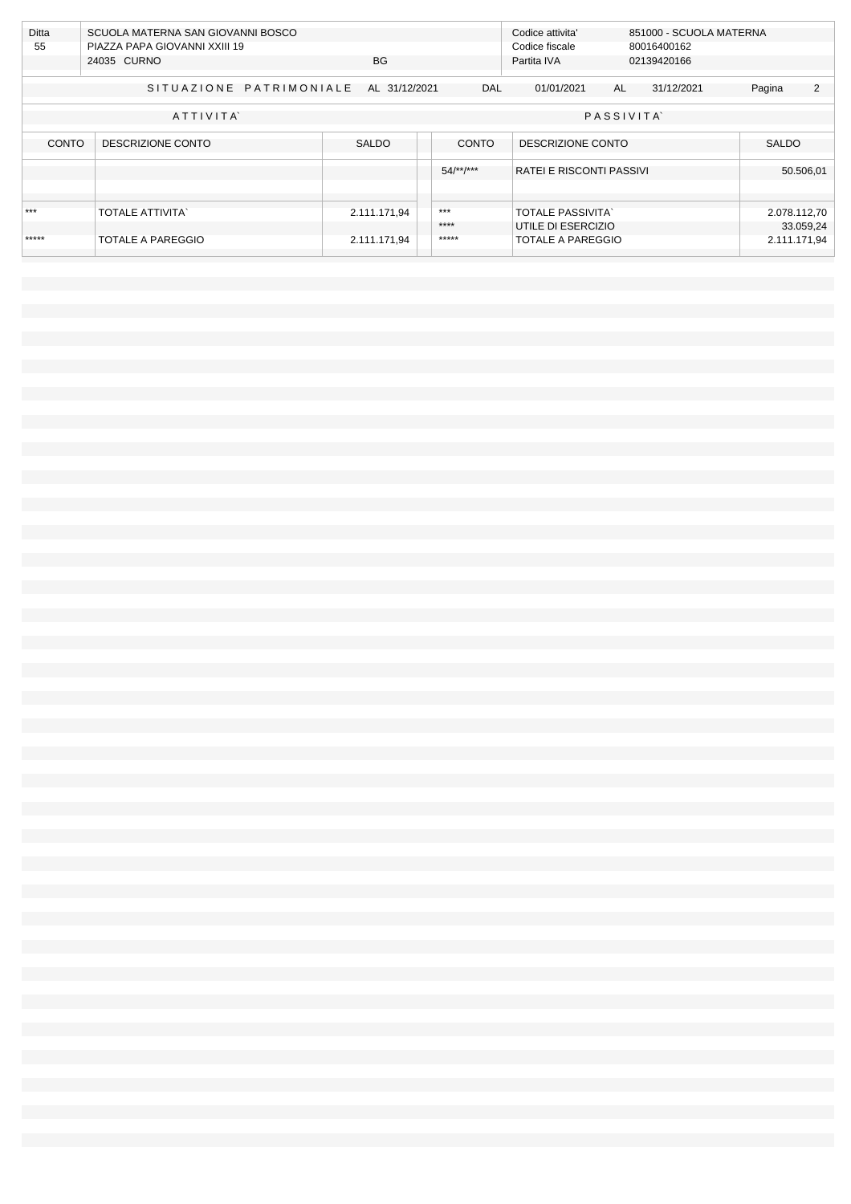| Ditta | SCUOLA MATERNA SAN GIOVANNI BOSCO | Codice attivita' | 851000 - SCUOLA MATERNA |
|---|---|---|---|
| 55 | PIAZZA PAPA GIOVANNI XXIII 19 | Codice fiscale | 80016400162 |
| | 24035 CURNO BG | Partita IVA | 02139420166 |

SITUAZIONE PATRIMONIALE AL 31/12/2021 DAL 01/01/2021 AL 31/12/2021

| ATTIVITA` | | | PASSIVITA` | | |
|---|---|---|---|---|---|
| CONTO | DESCRIZIONE CONTO | SALDO | CONTO | DESCRIZIONE CONTO | SALDO |
| | | | 54/**/*** | RATEI E RISCONTI PASSIVI | 50.506,01 |
| *** | TOTALE ATTIVITA` | 2.111.171,94 | *** | TOTALE PASSIVITA` | 2.078.112,70 |
| | | | **** | UTILE DI ESERCIZIO | 33.059,24 |
| ***** | TOTALE A PAREGGIO | 2.111.171,94 | ***** | TOTALE A PAREGGIO | 2.111.171,94 |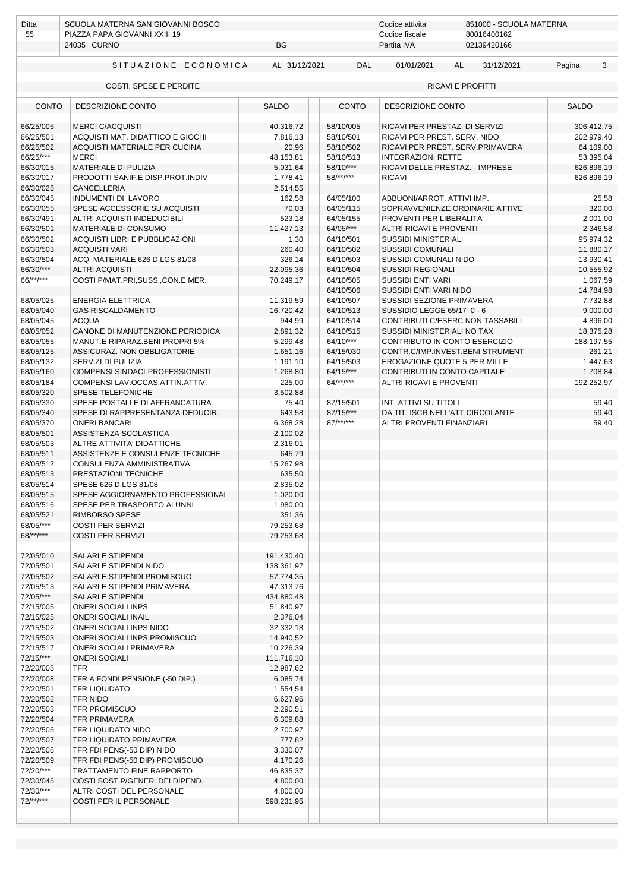| Ditta | SCUOLA MATERNA SAN GIOVANNI BOSCO | Codice attivita' | 851000 - SCUOLA MATERNA |
|---|---|---|---|
| 55 | PIAZZA PAPA GIOVANNI XXIII 19 | Codice fiscale | 80016400162 |
| | 24035 CURNO BG | Partita IVA | 02139420166 |

## SITUAZIONE ECONOMICA AL 31/12/2021 DAL 01/01/2021 AL 31/12/2021

| COSTI, SPESE E PERDITE | | | RICAVI E PROFITTI | | |
|---|---|---|---|---|---|
| CONTO | DESCRIZIONE CONTO | SALDO | CONTO | DESCRIZIONE CONTO | SALDO |
| 66/25/005 | MERCI C/ACQUISTI | 40.316,72 | 58/10/005 | RICAVI PER PRESTAZ. DI SERVIZI | 306.412,75 |
| 66/25/501 | ACQUISTI MAT. DIDATTICO E GIOCHI | 7.816,13 | 58/10/501 | RICAVI PER PREST. SERV. NIDO | 202.979,40 |
| 66/25/502 | ACQUISTI MATERIALE PER CUCINA | 20,96 | 58/10/502 | RICAVI PER PREST. SERV.PRIMAVERA | 64.109,00 |
| 66/25/*** | MERCI | 48.153,81 | 58/10/513 | INTEGRAZIONI RETTE | 53.395,04 |
| 66/30/015 | MATERIALE DI PULIZIA | 5.031,64 | 58/10/*** | RICAVI DELLE PRESTAZ. - IMPRESE | 626.896,19 |
| 66/30/017 | PRODOTTI SANIF.E DISP.PROT.INDIV | 1.778,41 | 58/**/*** | RICAVI | 626.896,19 |
| 66/30/025 | CANCELLERIA | 2.514,55 | | | |
| 66/30/045 | INDUMENTI DI LAVORO | 162,58 | 64/05/100 | ABBUONI/ARROT. ATTIVI IMP. | 25,58 |
| 66/30/055 | SPESE ACCESSORIE SU ACQUISTI | 70,03 | 64/05/115 | SOPRAVVENIENZE ORDINARIE ATTIVE | 320,00 |
| 66/30/491 | ALTRI ACQUISTI INDEDUCIBILI | 523,18 | 64/05/155 | PROVENTI PER LIBERALITA' | 2.001,00 |
| 66/30/501 | MATERIALE DI CONSUMO | 11.427,13 | 64/05/*** | ALTRI RICAVI E PROVENTI | 2.346,58 |
| 66/30/502 | ACQUISTI LIBRI E PUBBLICAZIONI | 1,30 | 64/10/501 | SUSSIDI MINISTERIALI | 95.974,32 |
| 66/30/503 | ACQUISTI VARI | 260,40 | 64/10/502 | SUSSIDI COMUNALI | 11.880,17 |
| 66/30/504 | ACQ. MATERIALE 626 D.LGS 81/08 | 326,14 | 64/10/503 | SUSSIDI COMUNALI NIDO | 13.930,41 |
| 66/30/*** | ALTRI ACQUISTI | 22.095,36 | 64/10/504 | SUSSIDI REGIONALI | 10.555,92 |
| 66/**/*** | COSTI P/MAT.PRI,SUSS.,CON.E MER. | 70.249,17 | 64/10/505 | SUSSIDI ENTI VARI | 1.067,59 |
| | | | 64/10/506 | SUSSIDI ENTI VARI NIDO | 14.784,98 |
| 68/05/025 | ENERGIA ELETTRICA | 11.319,59 | 64/10/507 | SUSSIDI SEZIONE PRIMAVERA | 7.732,88 |
| 68/05/040 | GAS RISCALDAMENTO | 16.720,42 | 64/10/513 | SUSSIDIO LEGGE 65/17 0 - 6 | 9.000,00 |
| 68/05/045 | ACQUA | 944,99 | 64/10/514 | CONTRIBUTI C/ESERC NON TASSABILI | 4.896,00 |
| 68/05/052 | CANONE DI MANUTENZIONE PERIODICA | 2.891,32 | 64/10/515 | SUSSIDI MINISTERIALI NO TAX | 18.375,28 |
| 68/05/055 | MANUT.E RIPARAZ.BENI PROPRI 5% | 5.299,48 | 64/10/*** | CONTRIBUTO IN CONTO ESERCIZIO | 188.197,55 |
| 68/05/125 | ASSICURAZ. NON OBBLIGATORIE | 1.651,16 | 64/15/030 | CONTR.C/IMP.INVEST.BENI STRUMENT | 261,21 |
| 68/05/132 | SERVIZI DI PULIZIA | 1.191,10 | 64/15/503 | EROGAZIONE QUOTE 5 PER MILLE | 1.447,63 |
| 68/05/160 | COMPENSI SINDACI-PROFESSIONISTI | 1.268,80 | 64/15/*** | CONTRIBUTI IN CONTO CAPITALE | 1.708,84 |
| 68/05/184 | COMPENSI LAV.OCCAS.ATTIN.ATTIV. | 225,00 | 64/**/*** | ALTRI RICAVI E PROVENTI | 192.252,97 |
| 68/05/320 | SPESE TELEFONICHE | 3.502,88 | | | |
| 68/05/330 | SPESE POSTALI E DI AFFRANCATURA | 75,40 | 87/15/501 | INT. ATTIVI SU TITOLI | 59,40 |
| 68/05/340 | SPESE DI RAPPRESENTANZA DEDUCIB. | 643,58 | 87/15/*** | DA TIT. ISCR.NELL'ATT.CIRCOLANTE | 59,40 |
| 68/05/370 | ONERI BANCARI | 6.368,28 | 87/**/*** | ALTRI PROVENTI FINANZIARI | 59,40 |
| 68/05/501 | ASSISTENZA SCOLASTICA | 2.100,02 | | | |
| 68/05/503 | ALTRE ATTIVITA' DIDATTICHE | 2.316,01 | | | |
| 68/05/511 | ASSISTENZE E CONSULENZE TECNICHE | 645,79 | | | |
| 68/05/512 | CONSULENZA AMMINISTRATIVA | 15.267,98 | | | |
| 68/05/513 | PRESTAZIONI TECNICHE | 635,50 | | | |
| 68/05/514 | SPESE 626 D.LGS 81/08 | 2.835,02 | | | |
| 68/05/515 | SPESE AGGIORNAMENTO PROFESSIONAL | 1.020,00 | | | |
| 68/05/516 | SPESE PER TRASPORTO ALUNNI | 1.980,00 | | | |
| 68/05/521 | RIMBORSO SPESE | 351,36 | | | |
| 68/05/*** | COSTI PER SERVIZI | 79.253,68 | | | |
| 68/**/*** | COSTI PER SERVIZI | 79.253,68 | | | |
| | | | | | |
| 72/05/010 | SALARI E STIPENDI | 191.430,40 | | | |
| 72/05/501 | SALARI E STIPENDI NIDO | 138.361,97 | | | |
| 72/05/502 | SALARI E STIPENDI PROMISCUO | 57.774,35 | | | |
| 72/05/513 | SALARI E STIPENDI PRIMAVERA | 47.313,76 | | | |
| 72/05/*** | SALARI E STIPENDI | 434.880,48 | | | |
| 72/15/005 | ONERI SOCIALI INPS | 51.840,97 | | | |
| 72/15/025 | ONERI SOCIALI INAIL | 2.376,04 | | | |
| 72/15/502 | ONERI SOCIALI INPS NIDO | 32.332,18 | | | |
| 72/15/503 | ONERI SOCIALI INPS PROMISCUO | 14.940,52 | | | |
| 72/15/517 | ONERI SOCIALI PRIMAVERA | 10.226,39 | | | |
| 72/15/*** | ONERI SOCIALI | 111.716,10 | | | |
| 72/20/005 | TFR | 12.987,62 | | | |
| 72/20/008 | TFR A FONDI PENSIONE (-50 DIP.) | 6.085,74 | | | |
| 72/20/501 | TFR LIQUIDATO | 1.554,54 | | | |
| 72/20/502 | TFR NIDO | 6.627,96 | | | |
| 72/20/503 | TFR PROMISCUO | 2.290,51 | | | |
| 72/20/504 | TFR PRIMAVERA | 6.309,88 | | | |
| 72/20/505 | TFR LIQUIDATO NIDO | 2.700,97 | | | |
| 72/20/507 | TFR LIQUIDATO PRIMAVERA | 777,82 | | | |
| 72/20/508 | TFR FDI PENS(-50 DIP) NIDO | 3.330,07 | | | |
| 72/20/509 | TFR FDI PENS(-50 DIP) PROMISCUO | 4.170,26 | | | |
| 72/20/*** | TRATTAMENTO FINE RAPPORTO | 46.835,37 | | | |
| 72/30/045 | COSTI SOST.P/GENER. DEI DIPEND. | 4.800,00 | | | |
| 72/30/*** | ALTRI COSTI DEL PERSONALE | 4.800,00 | | | |
| 72/**/*** | COSTI PER IL PERSONALE | 598.231,95 | | | |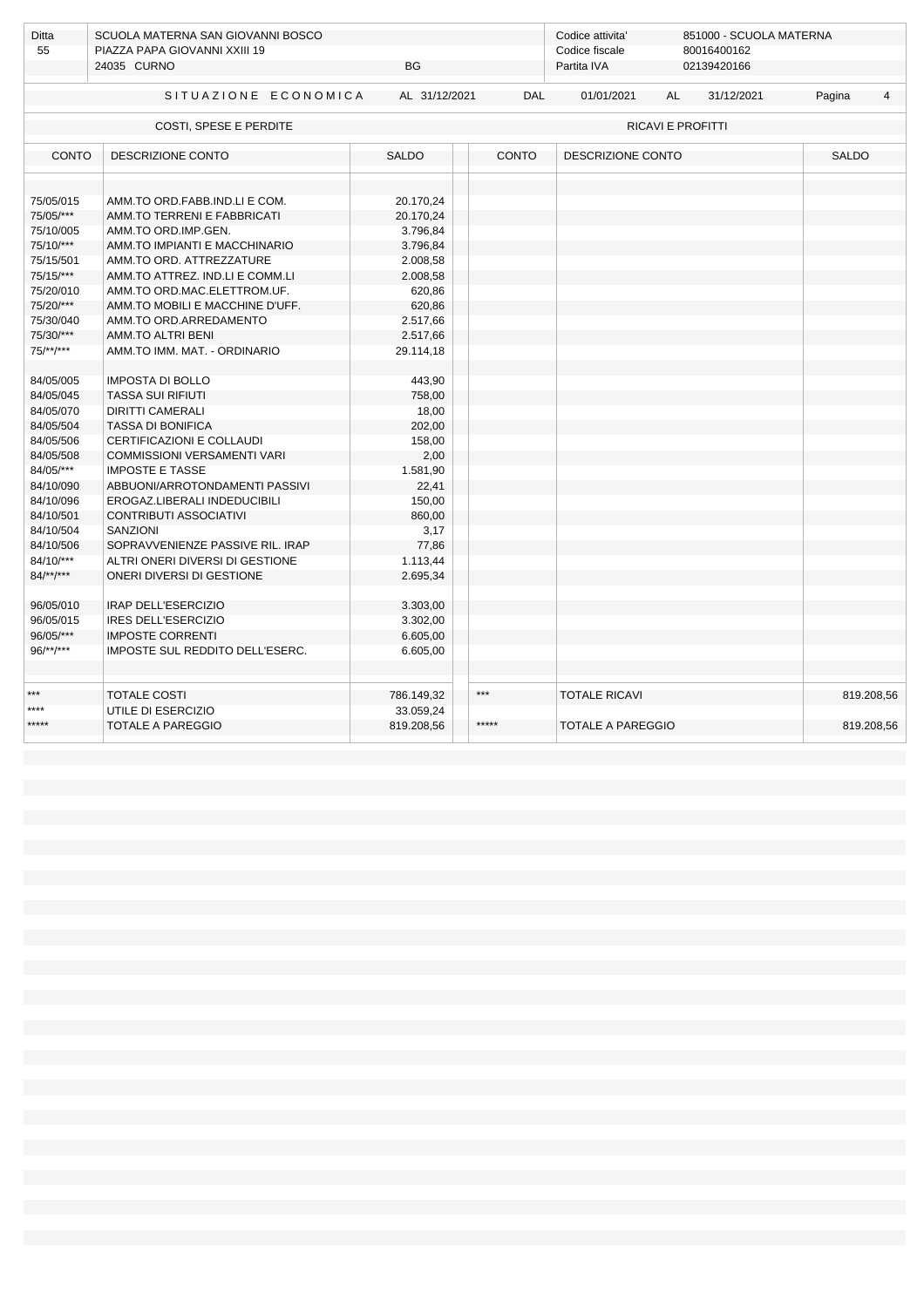| | | | | | |
|---|---|---|---|---|---|
| Ditta | SCUOLA MATERNA SAN GIOVANNI BOSCO | | Codice attivita' | 851000 - SCUOLA MATERNA | |
| 55 | PIAZZA PAPA GIOVANNI XXIII 19 | | Codice fiscale | 80016400162 | |
| | 24035 CURNO | BG | Partita IVA | 02139420166 | |

SITUAZIONE ECONOMICA AL 31/12/2021 DAL 01/01/2021 AL 31/12/2021

| COSTI, SPESE E PERDITE | | | RICAVI E PROFITTI | | |
|---|---|---|---|---|---|
| CONTO | DESCRIZIONE CONTO | SALDO | CONTO | DESCRIZIONE CONTO | SALDO |
| 75/05/015 | AMM.TO ORD.FABB.IND.LI E COM. | 20.170,24 | | | |
| 75/05/*** | AMM.TO TERRENI E FABBRICATI | 20.170,24 | | | |
| 75/10/005 | AMM.TO ORD.IMP.GEN. | 3.796,84 | | | |
| 75/10/*** | AMM.TO IMPIANTI E MACCHINARIO | 3.796,84 | | | |
| 75/15/501 | AMM.TO ORD. ATTREZZATURE | 2.008,58 | | | |
| 75/15/*** | AMM.TO ATTREZ. IND.LI E COMM.LI | 2.008,58 | | | |
| 75/20/010 | AMM.TO ORD.MAC.ELETTROM.UF. | 620,86 | | | |
| 75/20/*** | AMM.TO MOBILI E MACCHINE D'UFF. | 620,86 | | | |
| 75/30/040 | AMM.TO ORD.ARREDAMENTO | 2.517,66 | | | |
| 75/30/*** | AMM.TO ALTRI BENI | 2.517,66 | | | |
| 75/**/*** | AMM.TO IMM. MAT. - ORDINARIO | 29.114,18 | | | |
| 84/05/005 | IMPOSTA DI BOLLO | 443,90 | | | |
| 84/05/045 | TASSA SUI RIFIUTI | 758,00 | | | |
| 84/05/070 | DIRITTI CAMERALI | 18,00 | | | |
| 84/05/504 | TASSA DI BONIFICA | 202,00 | | | |
| 84/05/506 | CERTIFICAZIONI E COLLAUDI | 158,00 | | | |
| 84/05/508 | COMMISSIONI VERSAMENTI VARI | 2,00 | | | |
| 84/05/*** | IMPOSTE E TASSE | 1.581,90 | | | |
| 84/10/090 | ABBUONI/ARROTONDAMENTI PASSIVI | 22,41 | | | |
| 84/10/096 | EROGAZ.LIBERALI INDEDUCIBILI | 150,00 | | | |
| 84/10/501 | CONTRIBUTI ASSOCIATIVI | 860,00 | | | |
| 84/10/504 | SANZIONI | 3,17 | | | |
| 84/10/506 | SOPRAVVENIENZE PASSIVE RIL. IRAP | 77,86 | | | |
| 84/10/*** | ALTRI ONERI DIVERSI DI GESTIONE | 1.113,44 | | | |
| 84/**/*** | ONERI DIVERSI DI GESTIONE | 2.695,34 | | | |
| 96/05/010 | IRAP DELL'ESERCIZIO | 3.303,00 | | | |
| 96/05/015 | IRES DELL'ESERCIZIO | 3.302,00 | | | |
| 96/05/*** | IMPOSTE CORRENTI | 6.605,00 | | | |
| 96/**/*** | IMPOSTE SUL REDDITO DELL'ESERC. | 6.605,00 | | | |
| *** | TOTALE COSTI | 786.149,32 | *** | TOTALE RICAVI | 819.208,56 |
| **** | UTILE DI ESERCIZIO | 33.059,24 | | | |
| ***** | TOTALE A PAREGGIO | 819.208,56 | ***** | TOTALE A PAREGGIO | 819.208,56 |